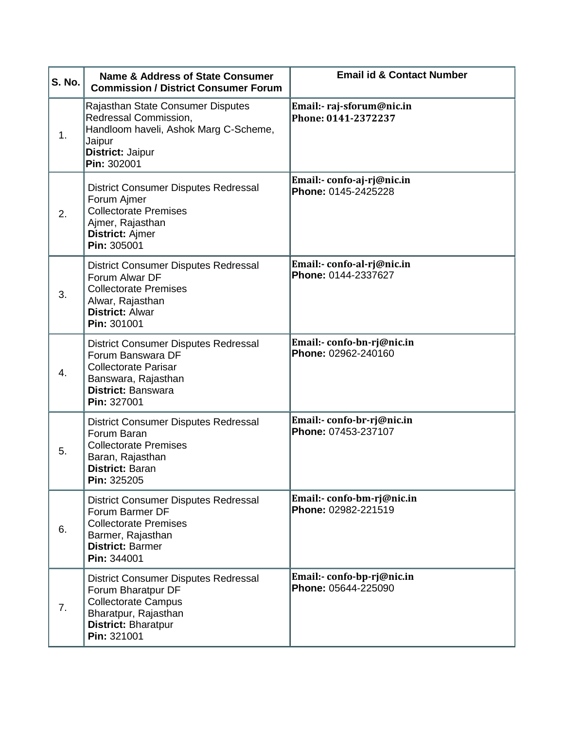| S. No. | Name & Address of State Consumer Commission / District Consumer Forum | Email id & Contact Number |
|---|---|---|
| 1. | Rajasthan State Consumer Disputes Redressal Commission,<br>Handloom haveli, Ashok Marg C-Scheme, Jaipur<br>**District:** Jaipur<br>**Pin:** 302001 | **Email:- raj-sforum@nic.in**<br>**Phone: 0141-2372237** |
| 2. | District Consumer Disputes Redressal Forum Ajmer<br>Collectorate Premises<br>Ajmer, Rajasthan<br>**District:** Ajmer<br>**Pin:** 305001 | **Email:- confo-aj-rj@nic.in**<br>**Phone:** 0145-2425228 |
| 3. | District Consumer Disputes Redressal Forum Alwar DF<br>Collectorate Premises<br>Alwar, Rajasthan<br>**District:** Alwar<br>**Pin:** 301001 | **Email:- confo-al-rj@nic.in**<br>**Phone:** 0144-2337627 |
| 4. | District Consumer Disputes Redressal Forum Banswara DF<br>Collectorate Parisar<br>Banswara, Rajasthan<br>**District:** Banswara<br>**Pin:** 327001 | **Email:- confo-bn-rj@nic.in**<br>**Phone:** 02962-240160 |
| 5. | District Consumer Disputes Redressal Forum Baran<br>Collectorate Premises<br>Baran, Rajasthan<br>**District:** Baran<br>**Pin:** 325205 | **Email:- confo-br-rj@nic.in**<br>**Phone:** 07453-237107 |
| 6. | District Consumer Disputes Redressal Forum Barmer DF<br>Collectorate Premises<br>Barmer, Rajasthan<br>**District:** Barmer<br>**Pin:** 344001 | **Email:- confo-bm-rj@nic.in**<br>**Phone:** 02982-221519 |
| 7. | District Consumer Disputes Redressal Forum Bharatpur DF<br>Collectorate Campus<br>Bharatpur, Rajasthan<br>**District:** Bharatpur<br>**Pin:** 321001 | **Email:- confo-bp-rj@nic.in**<br>**Phone:** 05644-225090 |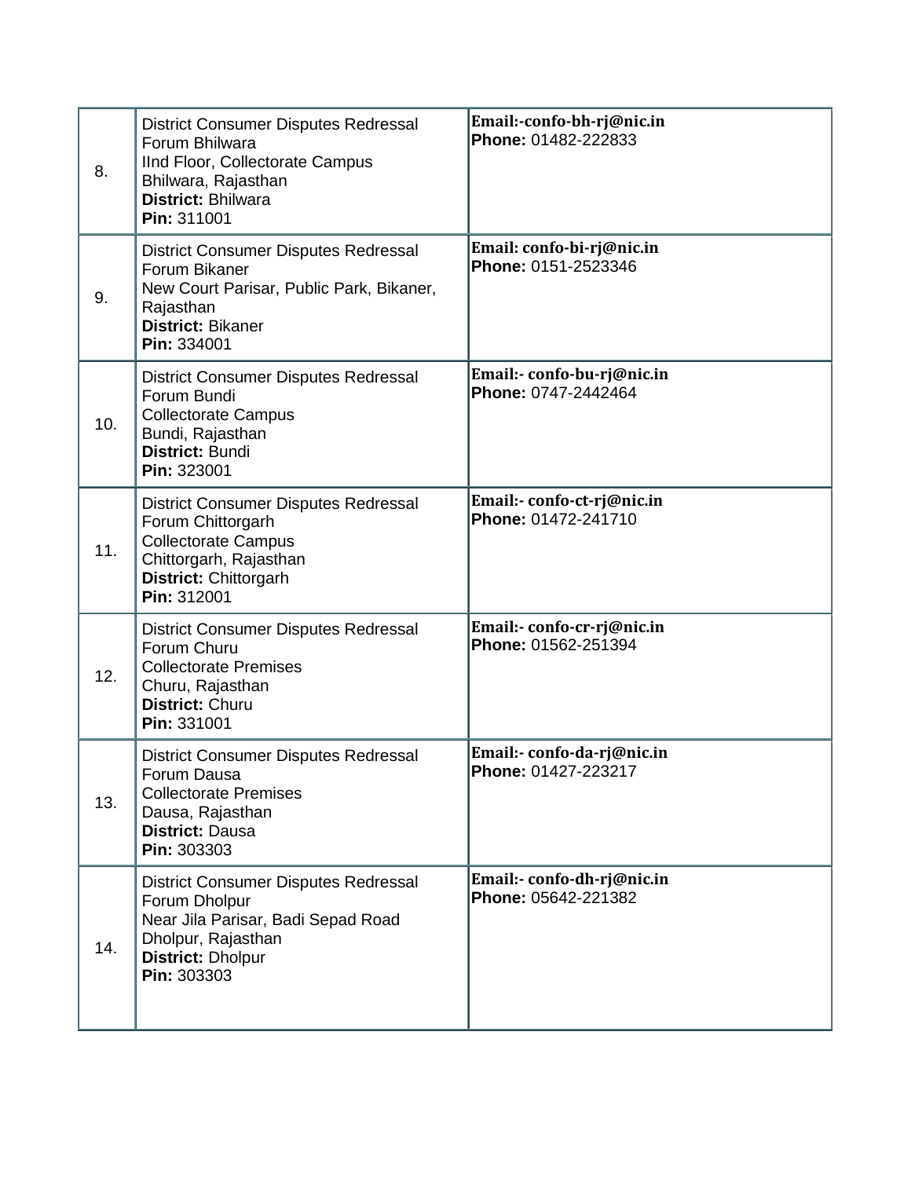| | | |
|---|---|---|
| 8. | District Consumer Disputes Redressal Forum Bhilwara<br>IInd Floor, Collectorate Campus<br>Bhilwara, Rajasthan<br>**District:** Bhilwara<br>**Pin:** 311001 | **Email:-confo-bh-rj@nic.in**<br>**Phone:** 01482-222833 |
| 9. | District Consumer Disputes Redressal Forum Bikaner<br>New Court Parisar, Public Park, Bikaner, Rajasthan<br>**District:** Bikaner<br>**Pin:** 334001 | **Email: confo-bi-rj@nic.in**<br>**Phone:** 0151-2523346 |
| 10. | District Consumer Disputes Redressal Forum Bundi<br>Collectorate Campus<br>Bundi, Rajasthan<br>**District:** Bundi<br>**Pin:** 323001 | **Email:- confo-bu-rj@nic.in**<br>**Phone:** 0747-2442464 |
| 11. | District Consumer Disputes Redressal Forum Chittorgarh<br>Collectorate Campus<br>Chittorgarh, Rajasthan<br>**District:** Chittorgarh<br>**Pin:** 312001 | **Email:- confo-ct-rj@nic.in**<br>**Phone:** 01472-241710 |
| 12. | District Consumer Disputes Redressal Forum Churu<br>Collectorate Premises<br>Churu, Rajasthan<br>**District:** Churu<br>**Pin:** 331001 | **Email:- confo-cr-rj@nic.in**<br>**Phone:** 01562-251394 |
| 13. | District Consumer Disputes Redressal Forum Dausa<br>Collectorate Premises<br>Dausa, Rajasthan<br>**District:** Dausa<br>**Pin:** 303303 | **Email:- confo-da-rj@nic.in**<br>**Phone:** 01427-223217 |
| 14. | District Consumer Disputes Redressal Forum Dholpur<br>Near Jila Parisar, Badi Sepad Road<br>Dholpur, Rajasthan<br>**District:** Dholpur<br>**Pin:** 303303 | **Email:- confo-dh-rj@nic.in**<br>**Phone:** 05642-221382 |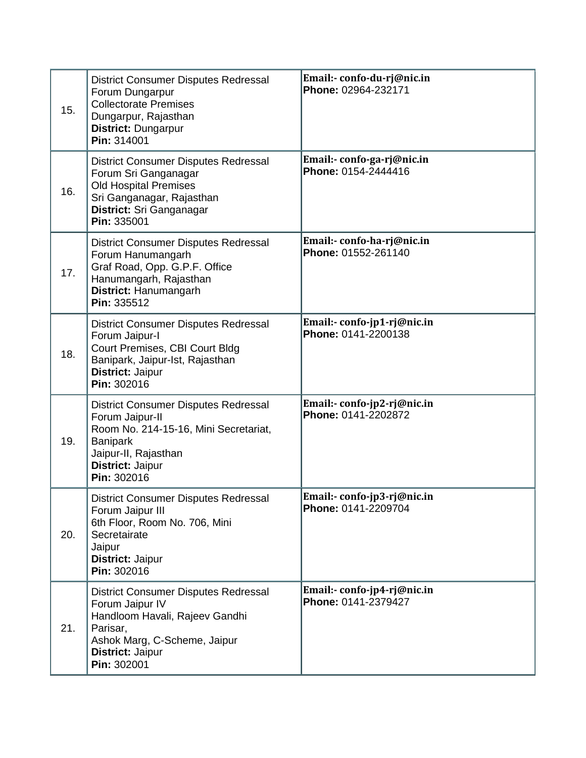| | | |
|---|---|---|
| 15. | District Consumer Disputes Redressal Forum Dungarpur<br>Collectorate Premises<br>Dungarpur, Rajasthan<br>**District:** Dungarpur<br>**Pin:** 314001 | **Email:- confo-du-rj@nic.in**<br>**Phone:** 02964-232171 |
| 16. | District Consumer Disputes Redressal Forum Sri Ganganagar<br>Old Hospital Premises<br>Sri Ganganagar, Rajasthan<br>**District:** Sri Ganganagar<br>**Pin:** 335001 | **Email:- confo-ga-rj@nic.in**<br>**Phone:** 0154-2444416 |
| 17. | District Consumer Disputes Redressal Forum Hanumangarh<br>Graf Road, Opp. G.P.F. Office<br>Hanumangarh, Rajasthan<br>**District:** Hanumangarh<br>**Pin:** 335512 | **Email:- confo-ha-rj@nic.in**<br>**Phone:** 01552-261140 |
| 18. | District Consumer Disputes Redressal Forum Jaipur-I<br>Court Premises, CBI Court Bldg<br>Banipark, Jaipur-Ist, Rajasthan<br>**District:** Jaipur<br>**Pin:** 302016 | **Email:- confo-jp1-rj@nic.in**<br>**Phone:** 0141-2200138 |
| 19. | District Consumer Disputes Redressal Forum Jaipur-II<br>Room No. 214-15-16, Mini Secretariat, Banipark<br>Jaipur-II, Rajasthan<br>**District:** Jaipur<br>**Pin:** 302016 | **Email:- confo-jp2-rj@nic.in**<br>**Phone:** 0141-2202872 |
| 20. | District Consumer Disputes Redressal Forum Jaipur III<br>6th Floor, Room No. 706, Mini Secretairate<br>Jaipur<br>**District:** Jaipur<br>**Pin:** 302016 | **Email:- confo-jp3-rj@nic.in**<br>**Phone:** 0141-2209704 |
| 21. | District Consumer Disputes Redressal Forum Jaipur IV<br>Handloom Havali, Rajeev Gandhi Parisar,<br>Ashok Marg, C-Scheme, Jaipur<br>**District:** Jaipur<br>**Pin:** 302001 | **Email:- confo-jp4-rj@nic.in**<br>**Phone:** 0141-2379427 |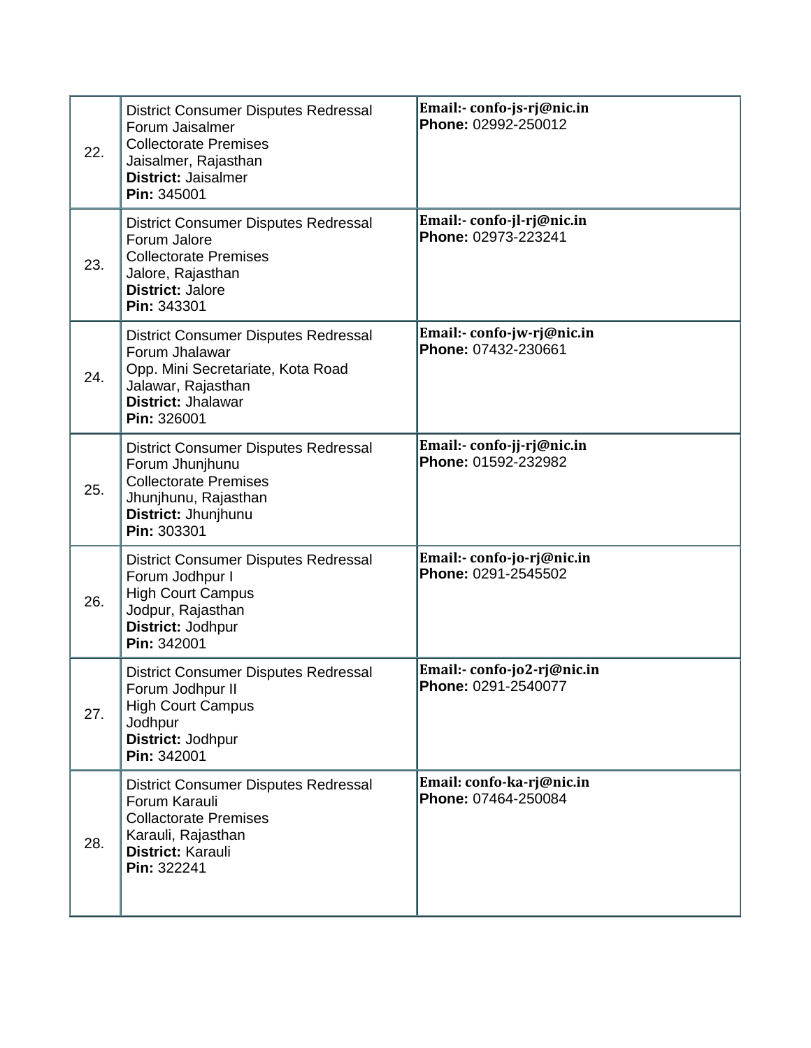| | | |
|---|---|---|
| 22. | District Consumer Disputes Redressal Forum Jaisalmer<br>Collectorate Premises<br>Jaisalmer, Rajasthan<br>**District:** Jaisalmer<br>**Pin:** 345001 | **Email:- confo-js-rj@nic.in**<br>**Phone:** 02992-250012 |
| 23. | District Consumer Disputes Redressal Forum Jalore<br>Collectorate Premises<br>Jalore, Rajasthan<br>**District:** Jalore<br>**Pin:** 343301 | **Email:- confo-jl-rj@nic.in**<br>**Phone:** 02973-223241 |
| 24. | District Consumer Disputes Redressal Forum Jhalawar<br>Opp. Mini Secretariate, Kota Road<br>Jalawar, Rajasthan<br>**District:** Jhalawar<br>**Pin:** 326001 | **Email:- confo-jw-rj@nic.in**<br>**Phone:** 07432-230661 |
| 25. | District Consumer Disputes Redressal Forum Jhunjhunu<br>Collectorate Premises<br>Jhunjhunu, Rajasthan<br>**District:** Jhunjhunu<br>**Pin:** 303301 | **Email:- confo-jj-rj@nic.in**<br>**Phone:** 01592-232982 |
| 26. | District Consumer Disputes Redressal Forum Jodhpur I<br>High Court Campus<br>Jodpur, Rajasthan<br>**District:** Jodhpur<br>**Pin:** 342001 | **Email:- confo-jo-rj@nic.in**<br>**Phone:** 0291-2545502 |
| 27. | District Consumer Disputes Redressal Forum Jodhpur II<br>High Court Campus<br>Jodhpur<br>**District:** Jodhpur<br>**Pin:** 342001 | **Email:- confo-jo2-rj@nic.in**<br>**Phone:** 0291-2540077 |
| 28. | District Consumer Disputes Redressal Forum Karauli<br>Collactorate Premises<br>Karauli, Rajasthan<br>**District:** Karauli<br>**Pin:** 322241 | **Email: confo-ka-rj@nic.in**<br>**Phone:** 07464-250084 |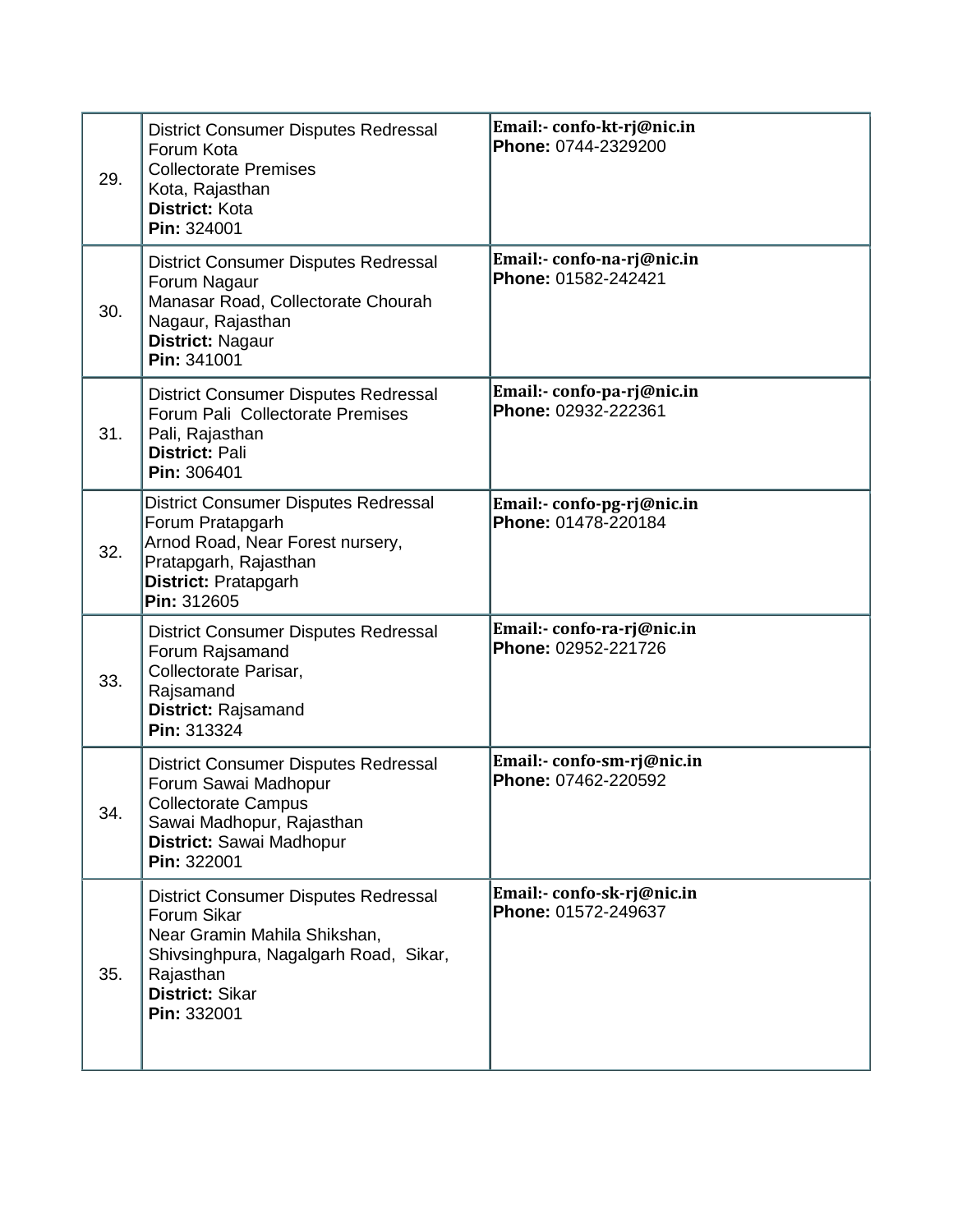| | | |
|---|---|---|
| 29. | District Consumer Disputes Redressal Forum Kota<br>Collectorate Premises<br>Kota, Rajasthan<br>**District:** Kota<br>**Pin:** 324001 | **Email:- confo-kt-rj@nic.in**<br>**Phone:** 0744-2329200 |
| 30. | District Consumer Disputes Redressal Forum Nagaur<br>Manasar Road, Collectorate Chourah<br>Nagaur, Rajasthan<br>**District:** Nagaur<br>**Pin:** 341001 | **Email:- confo-na-rj@nic.in**<br>**Phone:** 01582-242421 |
| 31. | District Consumer Disputes Redressal Forum Pali Collectorate Premises<br>Pali, Rajasthan<br>**District:** Pali<br>**Pin:** 306401 | **Email:- confo-pa-rj@nic.in**<br>**Phone:** 02932-222361 |
| 32. | District Consumer Disputes Redressal Forum Pratapgarh<br>Arnod Road, Near Forest nursery,<br>Pratapgarh, Rajasthan<br>**District:** Pratapgarh<br>**Pin:** 312605 | **Email:- confo-pg-rj@nic.in**<br>**Phone:** 01478-220184 |
| 33. | District Consumer Disputes Redressal Forum Rajsamand<br>Collectorate Parisar,<br>Rajsamand<br>**District:** Rajsamand<br>**Pin:** 313324 | **Email:- confo-ra-rj@nic.in**<br>**Phone:** 02952-221726 |
| 34. | District Consumer Disputes Redressal Forum Sawai Madhopur<br>Collectorate Campus<br>Sawai Madhopur, Rajasthan<br>**District:** Sawai Madhopur<br>**Pin:** 322001 | **Email:- confo-sm-rj@nic.in**<br>**Phone:** 07462-220592 |
| 35. | District Consumer Disputes Redressal Forum Sikar<br>Near Gramin Mahila Shikshan,<br>Shivsinghpura, Nagalgarh Road, Sikar,<br>Rajasthan<br>**District:** Sikar<br>**Pin:** 332001 | **Email:- confo-sk-rj@nic.in**<br>**Phone:** 01572-249637 |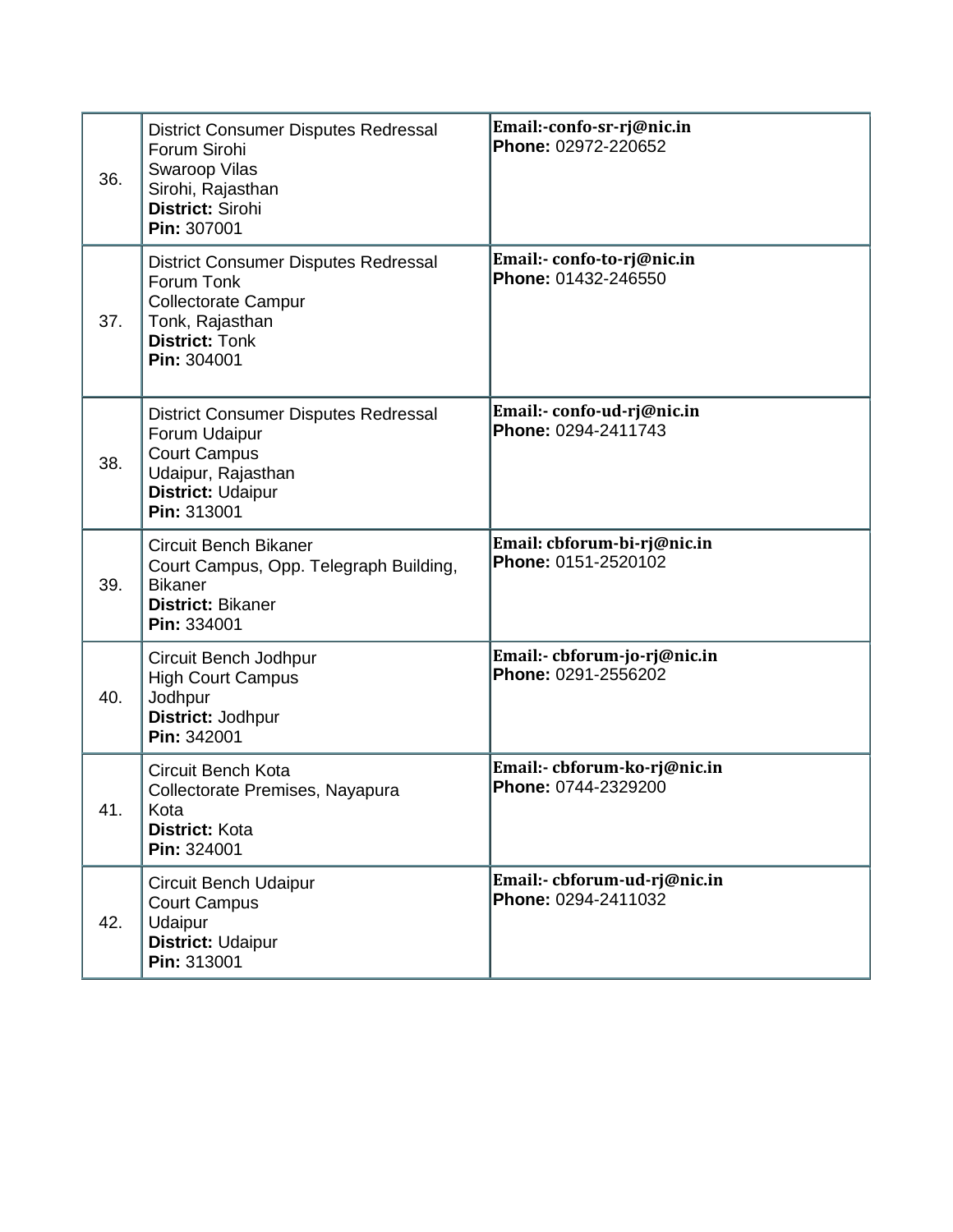| | | |
|---|---|---|
| 36. | District Consumer Disputes Redressal Forum Sirohi<br>Swaroop Vilas<br>Sirohi, Rajasthan<br>**District:** Sirohi<br>**Pin:** 307001 | **Email:-confo-sr-rj@nic.in**<br>**Phone:** 02972-220652 |
| 37. | District Consumer Disputes Redressal Forum Tonk<br>Collectorate Campur<br>Tonk, Rajasthan<br>**District:** Tonk<br>**Pin:** 304001 | **Email:- confo-to-rj@nic.in**<br>**Phone:** 01432-246550 |
| 38. | District Consumer Disputes Redressal Forum Udaipur<br>Court Campus<br>Udaipur, Rajasthan<br>**District:** Udaipur<br>**Pin:** 313001 | **Email:- confo-ud-rj@nic.in**<br>**Phone:** 0294-2411743 |
| 39. | Circuit Bench Bikaner<br>Court Campus, Opp. Telegraph Building,<br>Bikaner<br>**District:** Bikaner<br>**Pin:** 334001 | **Email: cbforum-bi-rj@nic.in**<br>**Phone:** 0151-2520102 |
| 40. | Circuit Bench Jodhpur<br>High Court Campus<br>Jodhpur<br>**District:** Jodhpur<br>**Pin:** 342001 | **Email:- cbforum-jo-rj@nic.in**<br>**Phone:** 0291-2556202 |
| 41. | Circuit Bench Kota<br>Collectorate Premises, Nayapura<br>Kota<br>**District:** Kota<br>**Pin:** 324001 | **Email:- cbforum-ko-rj@nic.in**<br>**Phone:** 0744-2329200 |
| 42. | Circuit Bench Udaipur<br>Court Campus<br>Udaipur<br>**District:** Udaipur<br>**Pin:** 313001 | **Email:- cbforum-ud-rj@nic.in**<br>**Phone:** 0294-2411032 |